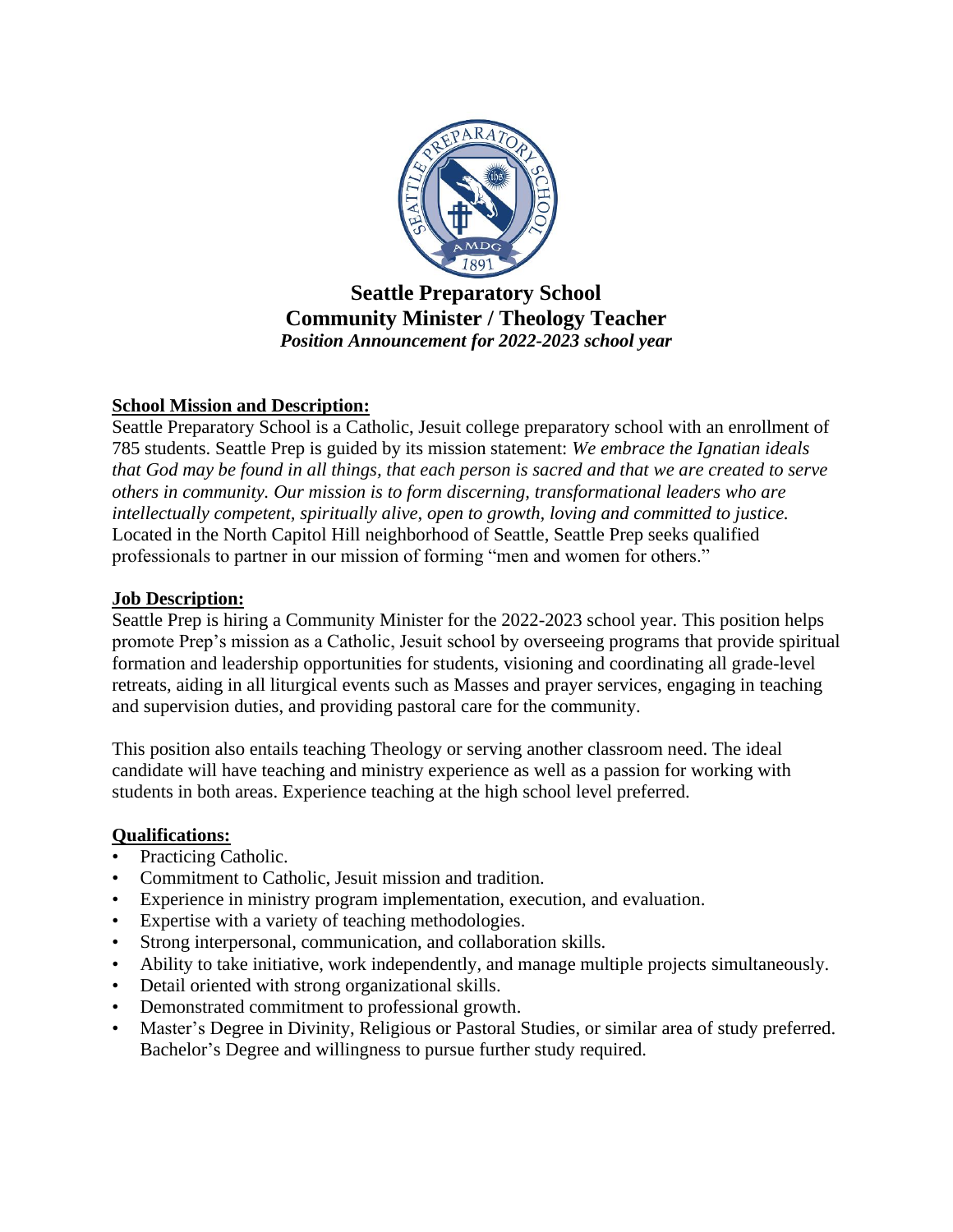# Seattle Preparatory School
## Community Minister / Theology Teacher
***Position Announcement for 2022-2023 school year***

### **School Mission and Description:**

Seattle Preparatory School is a Catholic, Jesuit college preparatory school with an enrollment of 785 students. Seattle Prep is guided by its mission statement: *We embrace the Ignatian ideals that God may be found in all things, that each person is sacred and that we are created to serve others in community. Our mission is to form discerning, transformational leaders who are intellectually competent, spiritually alive, open to growth, loving and committed to justice.* Located in the North Capitol Hill neighborhood of Seattle, Seattle Prep seeks qualified professionals to partner in our mission of forming "men and women for others."

### **Job Description:**

Seattle Prep is hiring a Community Minister for the 2022-2023 school year. This position helps promote Prep's mission as a Catholic, Jesuit school by overseeing programs that provide spiritual formation and leadership opportunities for students, visioning and coordinating all grade-level retreats, aiding in all liturgical events such as Masses and prayer services, engaging in teaching and supervision duties, and providing pastoral care for the community.

This position also entails teaching Theology or serving another classroom need. The ideal candidate will have teaching and ministry experience as well as a passion for working with students in both areas. Experience teaching at the high school level preferred.

### **Qualifications:**

- Practicing Catholic.
- Commitment to Catholic, Jesuit mission and tradition.
- Experience in ministry program implementation, execution, and evaluation.
- Expertise with a variety of teaching methodologies.
- Strong interpersonal, communication, and collaboration skills.
- Ability to take initiative, work independently, and manage multiple projects simultaneously.
- Detail oriented with strong organizational skills.
- Demonstrated commitment to professional growth.
- Master's Degree in Divinity, Religious or Pastoral Studies, or similar area of study preferred. Bachelor's Degree and willingness to pursue further study required.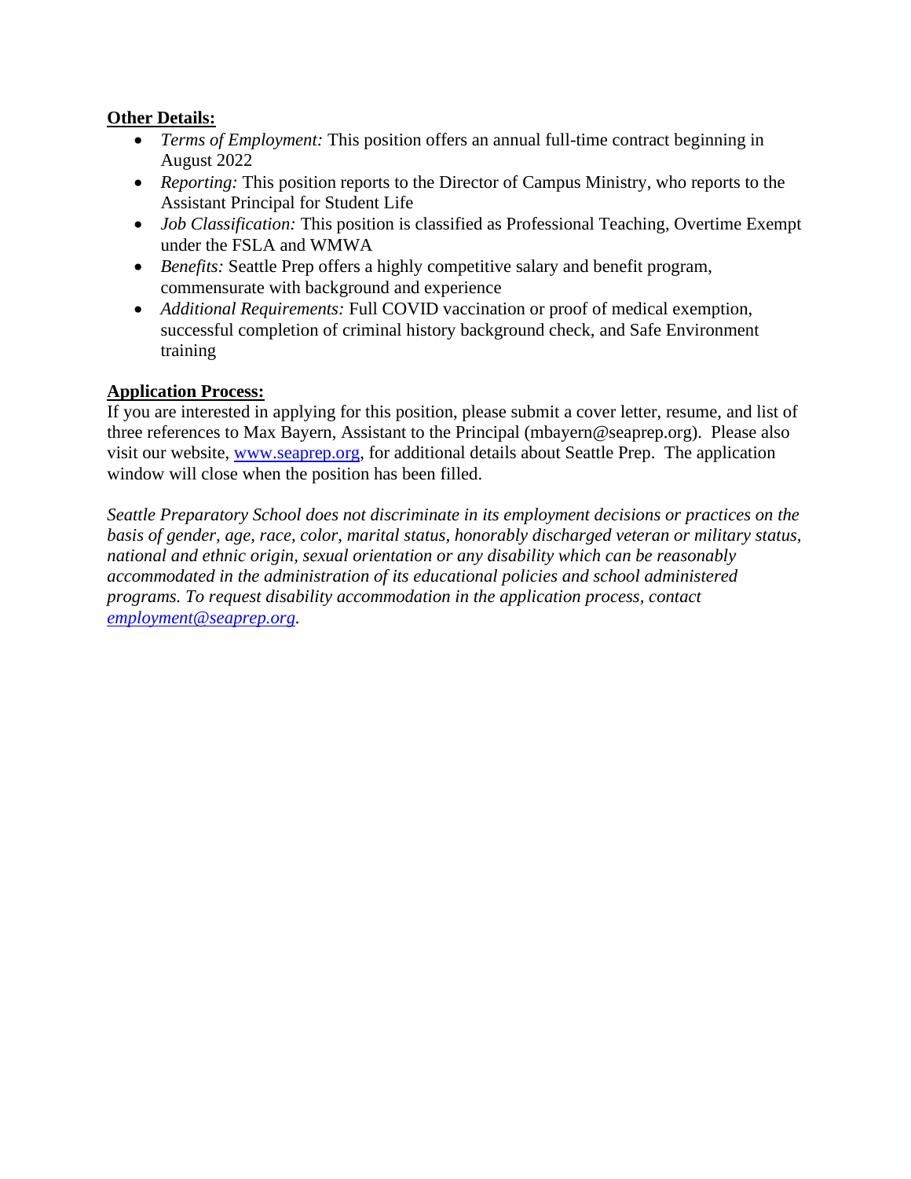**Other Details:**

- *Terms of Employment:* This position offers an annual full-time contract beginning in August 2022
- *Reporting:* This position reports to the Director of Campus Ministry, who reports to the Assistant Principal for Student Life
- *Job Classification:* This position is classified as Professional Teaching, Overtime Exempt under the FSLA and WMWA
- *Benefits:* Seattle Prep offers a highly competitive salary and benefit program, commensurate with background and experience
- *Additional Requirements:* Full COVID vaccination or proof of medical exemption, successful completion of criminal history background check, and Safe Environment training

**Application Process:**

If you are interested in applying for this position, please submit a cover letter, resume, and list of three references to Max Bayern, Assistant to the Principal (mbayern@seaprep.org). Please also visit our website, [www.seaprep.org](http://www.seaprep.org), for additional details about Seattle Prep. The application window will close when the position has been filled.

*Seattle Preparatory School does not discriminate in its employment decisions or practices on the basis of gender, age, race, color, marital status, honorably discharged veteran or military status, national and ethnic origin, sexual orientation or any disability which can be reasonably accommodated in the administration of its educational policies and school administered programs. To request disability accommodation in the application process, contact [employment@seaprep.org](mailto:employment@seaprep.org).*